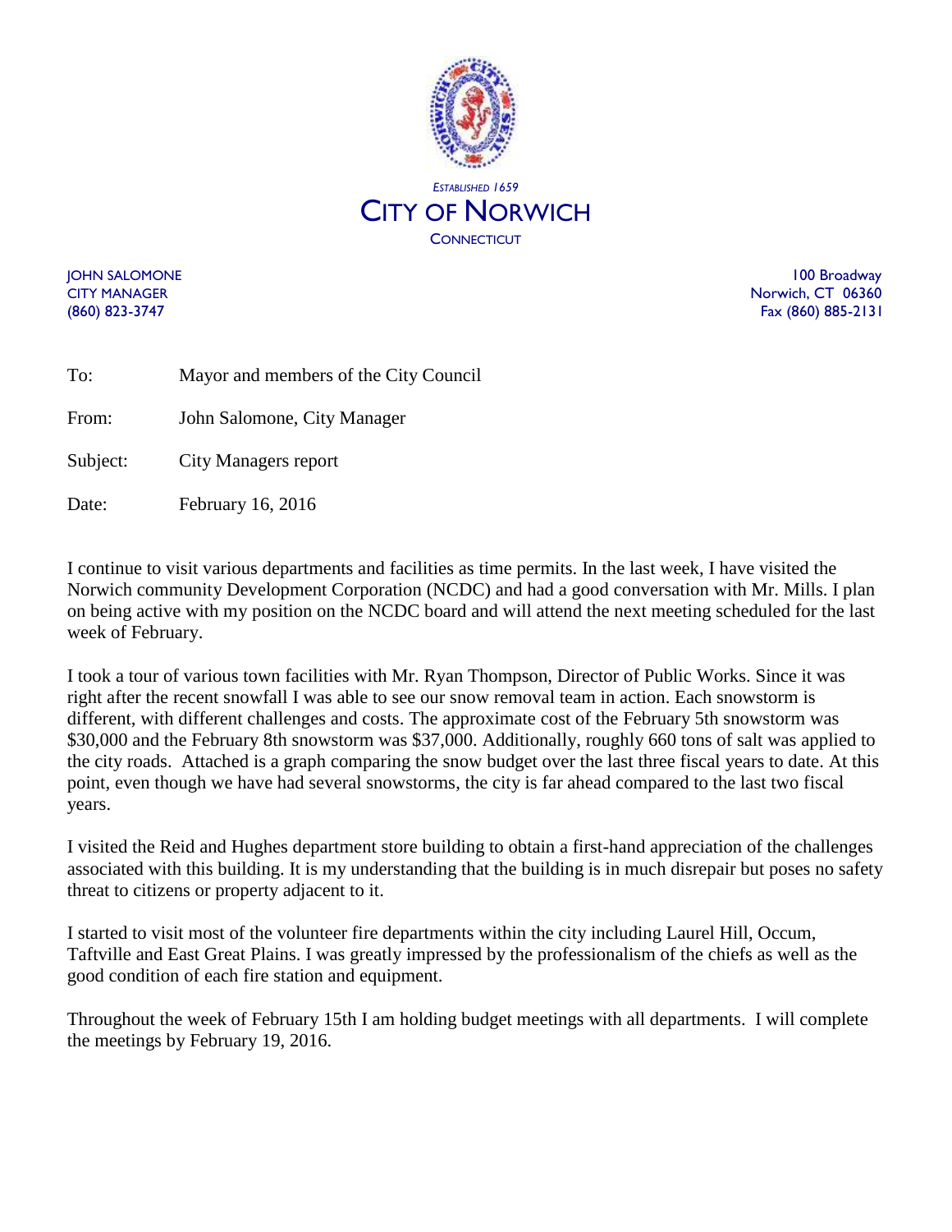*ESTABLISHED 1659*

# CITY OF NORWICH

CONNECTICUT

JOHN SALOMONE
CITY MANAGER
(860) 823-3747

100 Broadway
Norwich, CT 06360
Fax (860) 885-2131

To: Mayor and members of the City Council

From: John Salomone, City Manager

Subject: City Managers report

Date: February 16, 2016

I continue to visit various departments and facilities as time permits. In the last week, I have visited the Norwich community Development Corporation (NCDC) and had a good conversation with Mr. Mills. I plan on being active with my position on the NCDC board and will attend the next meeting scheduled for the last week of February.

I took a tour of various town facilities with Mr. Ryan Thompson, Director of Public Works. Since it was right after the recent snowfall I was able to see our snow removal team in action. Each snowstorm is different, with different challenges and costs. The approximate cost of the February 5th snowstorm was $30,000 and the February 8th snowstorm was $37,000. Additionally, roughly 660 tons of salt was applied to the city roads. Attached is a graph comparing the snow budget over the last three fiscal years to date. At this point, even though we have had several snowstorms, the city is far ahead compared to the last two fiscal years.

I visited the Reid and Hughes department store building to obtain a first-hand appreciation of the challenges associated with this building. It is my understanding that the building is in much disrepair but poses no safety threat to citizens or property adjacent to it.

I started to visit most of the volunteer fire departments within the city including Laurel Hill, Occum, Taftville and East Great Plains. I was greatly impressed by the professionalism of the chiefs as well as the good condition of each fire station and equipment.

Throughout the week of February 15th I am holding budget meetings with all departments. I will complete the meetings by February 19, 2016.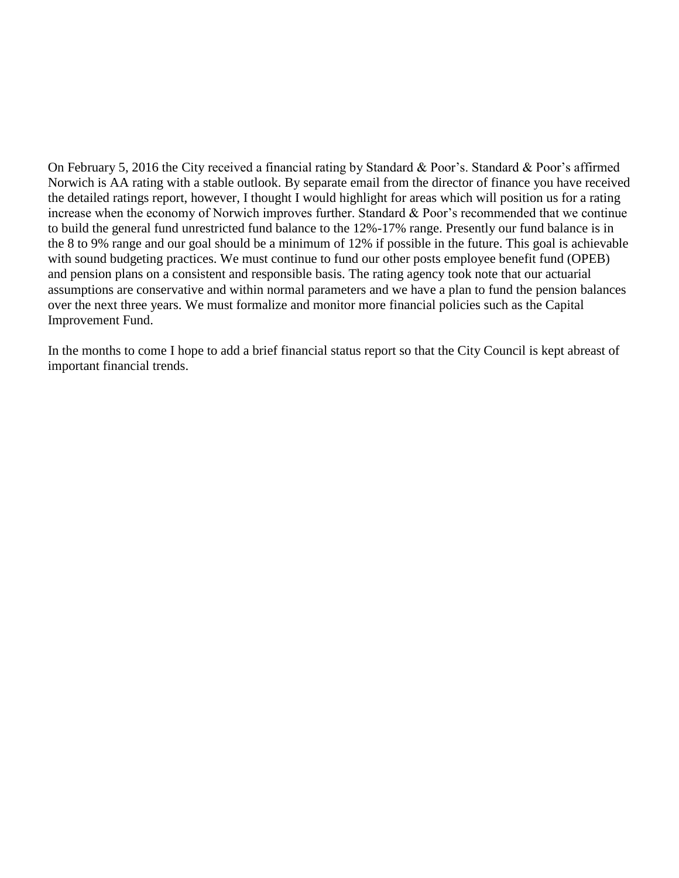On February 5, 2016 the City received a financial rating by Standard & Poor's. Standard & Poor's affirmed Norwich is AA rating with a stable outlook. By separate email from the director of finance you have received the detailed ratings report, however, I thought I would highlight for areas which will position us for a rating increase when the economy of Norwich improves further. Standard & Poor's recommended that we continue to build the general fund unrestricted fund balance to the 12%-17% range. Presently our fund balance is in the 8 to 9% range and our goal should be a minimum of 12% if possible in the future. This goal is achievable with sound budgeting practices. We must continue to fund our other posts employee benefit fund (OPEB) and pension plans on a consistent and responsible basis. The rating agency took note that our actuarial assumptions are conservative and within normal parameters and we have a plan to fund the pension balances over the next three years. We must formalize and monitor more financial policies such as the Capital Improvement Fund.

In the months to come I hope to add a brief financial status report so that the City Council is kept abreast of important financial trends.